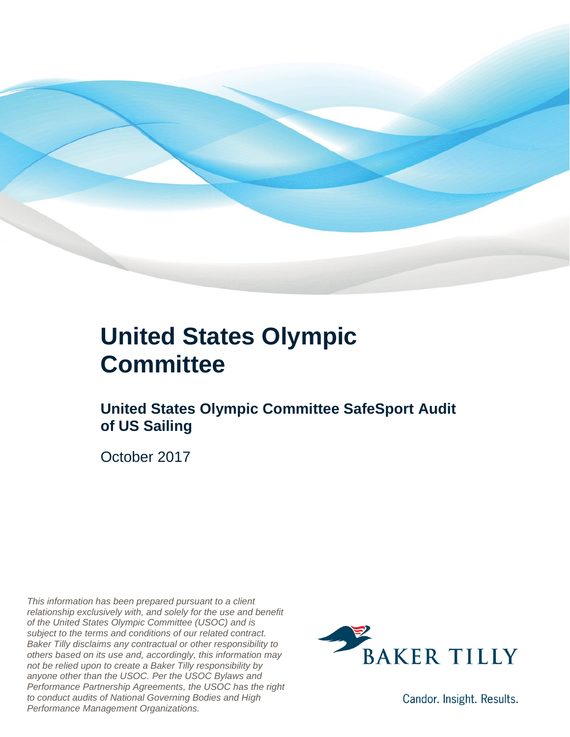# United States Olympic Committee

## United States Olympic Committee SafeSport Audit of US Sailing

October 2017

*This information has been prepared pursuant to a client relationship exclusively with, and solely for the use and benefit of the United States Olympic Committee (USOC) and is subject to the terms and conditions of our related contract. Baker Tilly disclaims any contractual or other responsibility to others based on its use and, accordingly, this information may not be relied upon to create a Baker Tilly responsibility by anyone other than the USOC. Per the USOC Bylaws and Performance Partnership Agreements, the USOC has the right to conduct audits of National Governing Bodies and High Performance Management Organizations.*

BAKER TILLY

Candor. Insight. Results.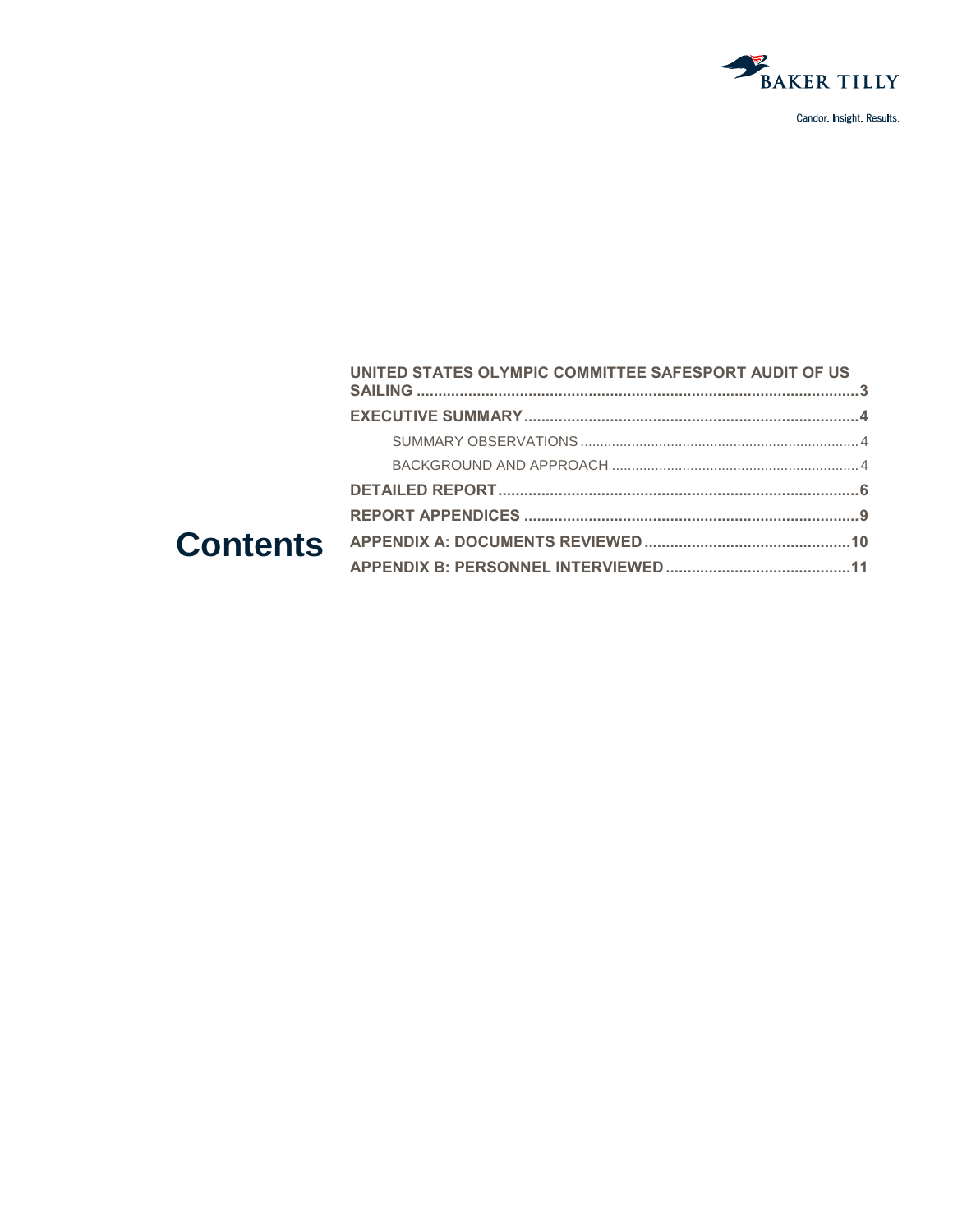Candor. Insight. Results.

# Contents

- **UNITED STATES OLYMPIC COMMITTEE SAFESPORT AUDIT OF US SAILING** ..... 3
- **EXECUTIVE SUMMARY** ..... 4
  - SUMMARY OBSERVATIONS ..... 4
  - BACKGROUND AND APPROACH ..... 4
- **DETAILED REPORT** ..... 6
- **REPORT APPENDICES** ..... 9
- **APPENDIX A: DOCUMENTS REVIEWED** ..... 10
- **APPENDIX B: PERSONNEL INTERVIEWED** ..... 11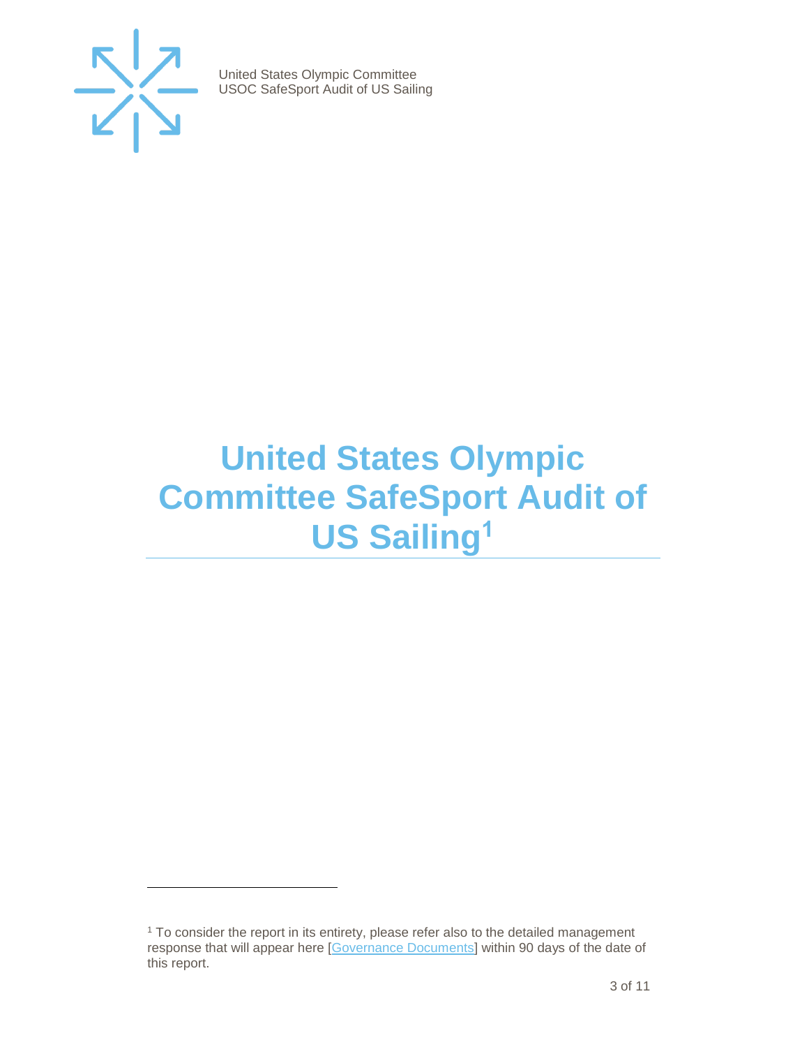# United States Olympic Committee SafeSport Audit of US Sailing[1]

[1] To consider the report in its entirety, please refer also to the detailed management response that will appear here [Governance Documents] within 90 days of the date of this report.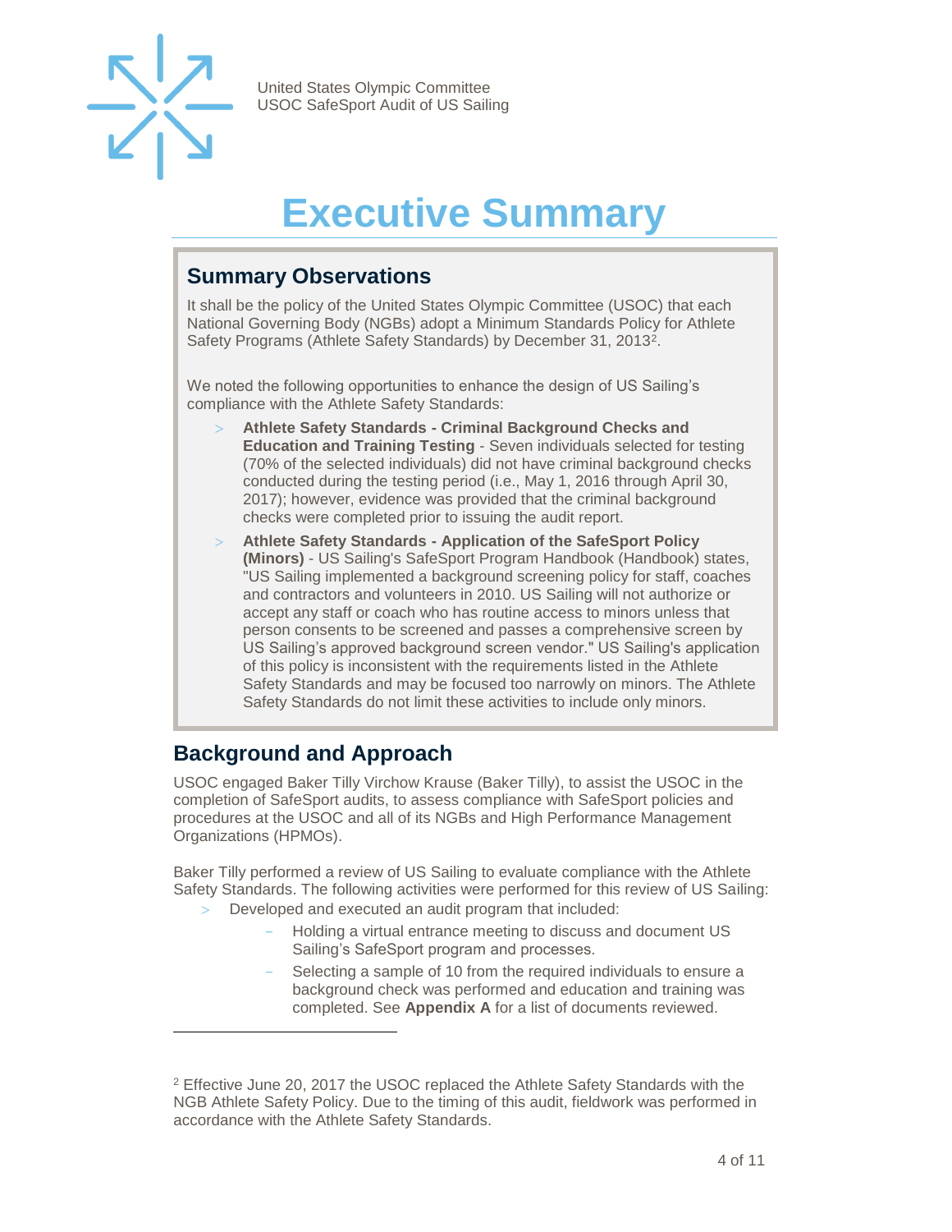# Executive Summary

## Summary Observations

It shall be the policy of the United States Olympic Committee (USOC) that each National Governing Body (NGBs) adopt a Minimum Standards Policy for Athlete Safety Programs (Athlete Safety Standards) by December 31, 2013[2].

We noted the following opportunities to enhance the design of US Sailing's compliance with the Athlete Safety Standards:

- **Athlete Safety Standards - Criminal Background Checks and Education and Training Testing** - Seven individuals selected for testing (70% of the selected individuals) did not have criminal background checks conducted during the testing period (i.e., May 1, 2016 through April 30, 2017); however, evidence was provided that the criminal background checks were completed prior to issuing the audit report.
- **Athlete Safety Standards - Application of the SafeSport Policy (Minors)** - US Sailing's SafeSport Program Handbook (Handbook) states, "US Sailing implemented a background screening policy for staff, coaches and contractors and volunteers in 2010. US Sailing will not authorize or accept any staff or coach who has routine access to minors unless that person consents to be screened and passes a comprehensive screen by US Sailing's approved background screen vendor." US Sailing's application of this policy is inconsistent with the requirements listed in the Athlete Safety Standards and may be focused too narrowly on minors. The Athlete Safety Standards do not limit these activities to include only minors.

## Background and Approach

USOC engaged Baker Tilly Virchow Krause (Baker Tilly), to assist the USOC in the completion of SafeSport audits, to assess compliance with SafeSport policies and procedures at the USOC and all of its NGBs and High Performance Management Organizations (HPMOs).

Baker Tilly performed a review of US Sailing to evaluate compliance with the Athlete Safety Standards. The following activities were performed for this review of US Sailing:

- Developed and executed an audit program that included:
  - Holding a virtual entrance meeting to discuss and document US Sailing's SafeSport program and processes.
  - Selecting a sample of 10 from the required individuals to ensure a background check was performed and education and training was completed. See **Appendix A** for a list of documents reviewed.

---

[2] Effective June 20, 2017 the USOC replaced the Athlete Safety Standards with the NGB Athlete Safety Policy. Due to the timing of this audit, fieldwork was performed in accordance with the Athlete Safety Standards.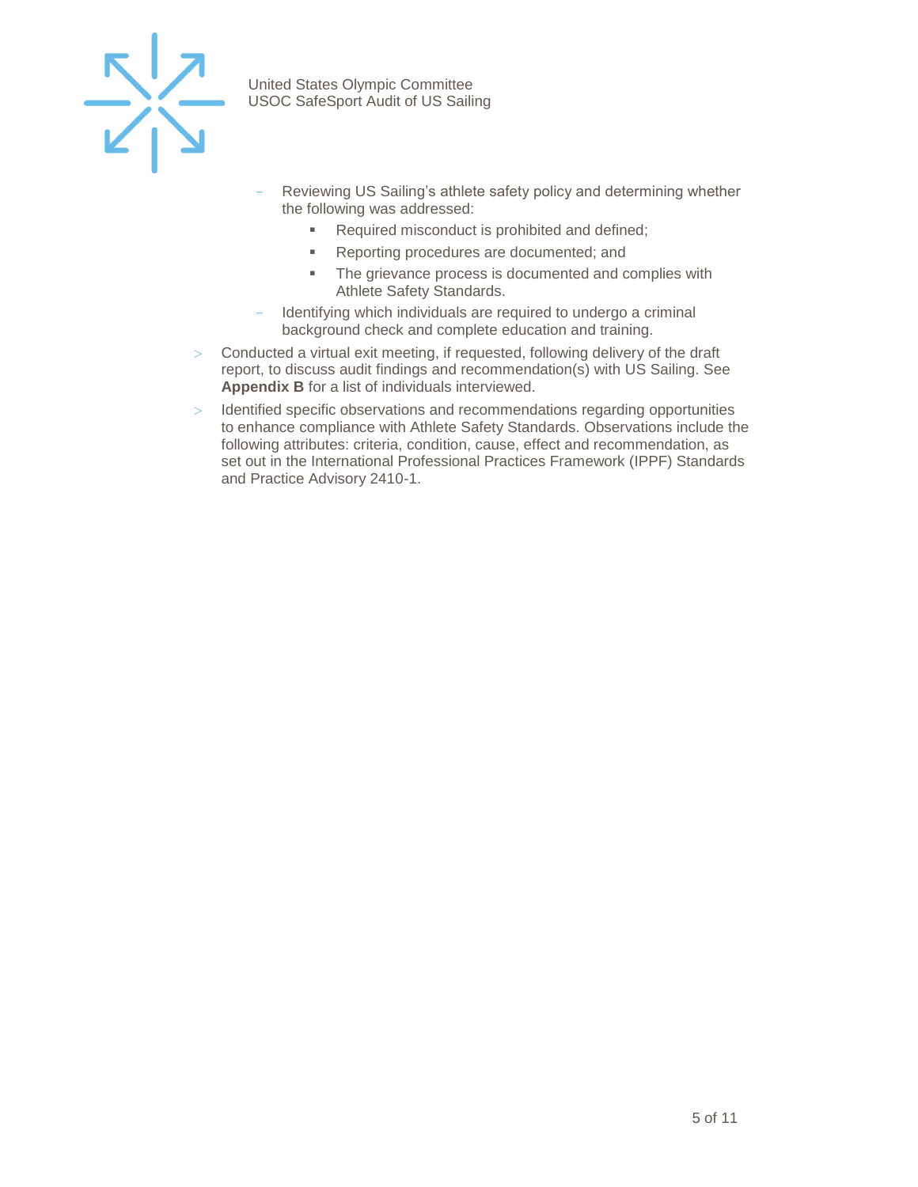- Reviewing US Sailing's athlete safety policy and determining whether the following was addressed:
    - Required misconduct is prohibited and defined;
    - Reporting procedures are documented; and
    - The grievance process is documented and complies with Athlete Safety Standards.
  - Identifying which individuals are required to undergo a criminal background check and complete education and training.
- Conducted a virtual exit meeting, if requested, following delivery of the draft report, to discuss audit findings and recommendation(s) with US Sailing. See **Appendix B** for a list of individuals interviewed.
- Identified specific observations and recommendations regarding opportunities to enhance compliance with Athlete Safety Standards. Observations include the following attributes: criteria, condition, cause, effect and recommendation, as set out in the International Professional Practices Framework (IPPF) Standards and Practice Advisory 2410-1.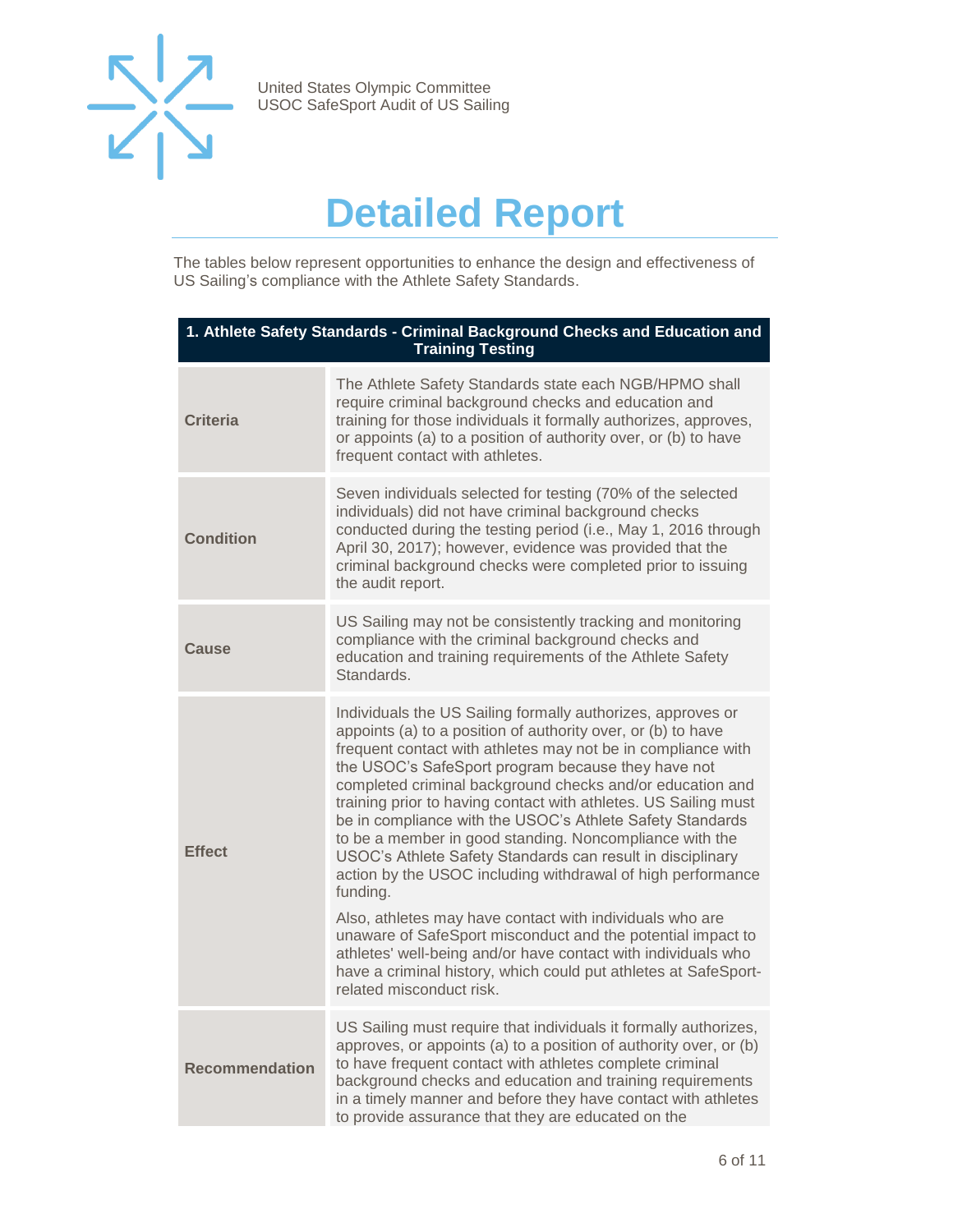# Detailed Report

The tables below represent opportunities to enhance the design and effectiveness of US Sailing's compliance with the Athlete Safety Standards.

| 1. Athlete Safety Standards - Criminal Background Checks and Education and Training Testing | |
|---|---|
| **Criteria** | The Athlete Safety Standards state each NGB/HPMO shall require criminal background checks and education and training for those individuals it formally authorizes, approves, or appoints (a) to a position of authority over, or (b) to have frequent contact with athletes. |
| **Condition** | Seven individuals selected for testing (70% of the selected individuals) did not have criminal background checks conducted during the testing period (i.e., May 1, 2016 through April 30, 2017); however, evidence was provided that the criminal background checks were completed prior to issuing the audit report. |
| **Cause** | US Sailing may not be consistently tracking and monitoring compliance with the criminal background checks and education and training requirements of the Athlete Safety Standards. |
| **Effect** | Individuals the US Sailing formally authorizes, approves or appoints (a) to a position of authority over, or (b) to have frequent contact with athletes may not be in compliance with the USOC's SafeSport program because they have not completed criminal background checks and/or education and training prior to having contact with athletes. US Sailing must be in compliance with the USOC's Athlete Safety Standards to be a member in good standing. Noncompliance with the USOC's Athlete Safety Standards can result in disciplinary action by the USOC including withdrawal of high performance funding.<br><br>Also, athletes may have contact with individuals who are unaware of SafeSport misconduct and the potential impact to athletes' well-being and/or have contact with individuals who have a criminal history, which could put athletes at SafeSport-related misconduct risk. |
| **Recommendation** | US Sailing must require that individuals it formally authorizes, approves, or appoints (a) to a position of authority over, or (b) to have frequent contact with athletes complete criminal background checks and education and training requirements in a timely manner and before they have contact with athletes to provide assurance that they are educated on the |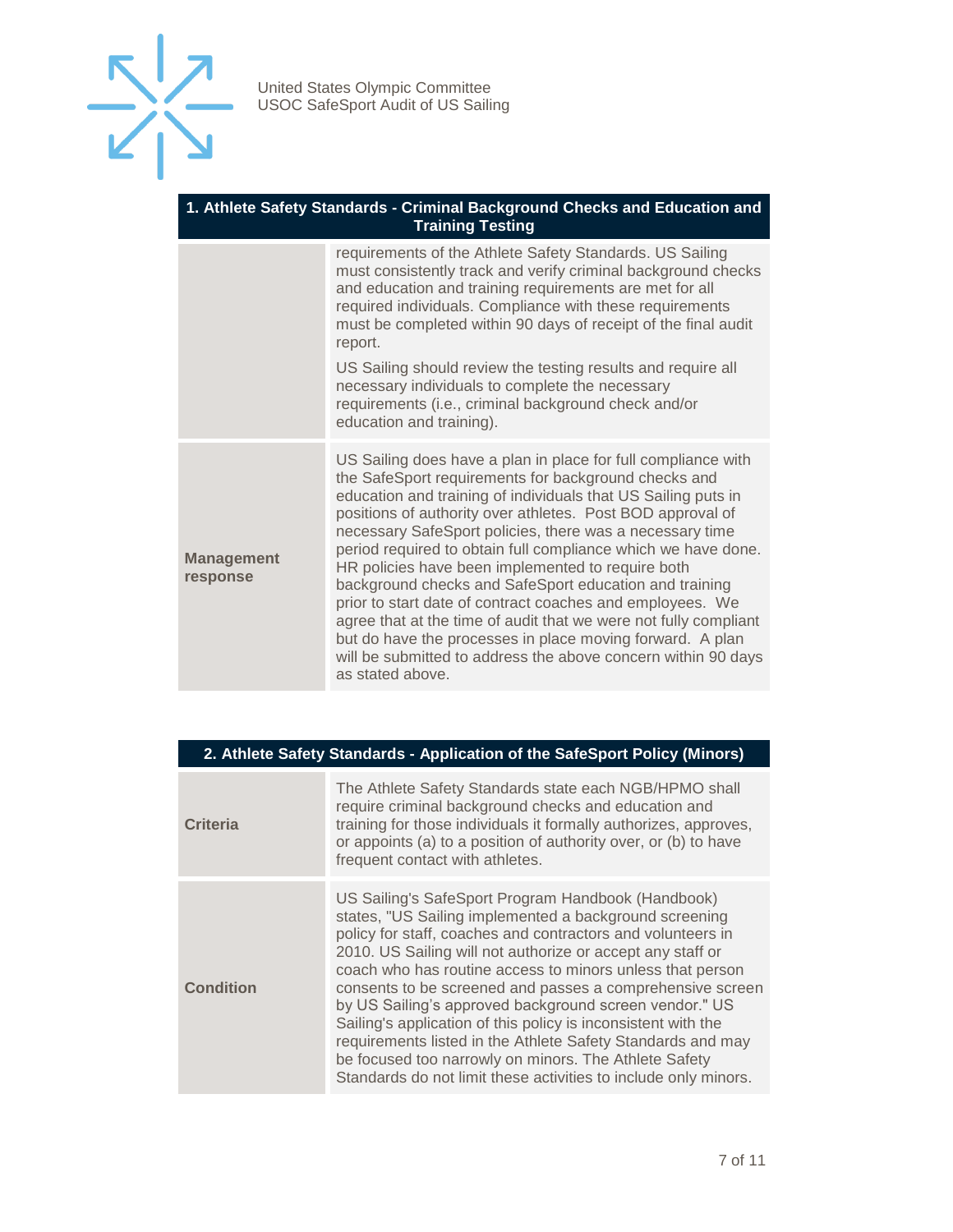| 1. Athlete Safety Standards - Criminal Background Checks and Education and Training Testing | |
|---|---|
| | requirements of the Athlete Safety Standards. US Sailing must consistently track and verify criminal background checks and education and training requirements are met for all required individuals. Compliance with these requirements must be completed within 90 days of receipt of the final audit report.<br><br>US Sailing should review the testing results and require all necessary individuals to complete the necessary requirements (i.e., criminal background check and/or education and training). |
| **Management response** | US Sailing does have a plan in place for full compliance with the SafeSport requirements for background checks and education and training of individuals that US Sailing puts in positions of authority over athletes. Post BOD approval of necessary SafeSport policies, there was a necessary time period required to obtain full compliance which we have done. HR policies have been implemented to require both background checks and SafeSport education and training prior to start date of contract coaches and employees. We agree that at the time of audit that we were not fully compliant but do have the processes in place moving forward. A plan will be submitted to address the above concern within 90 days as stated above. |

| 2. Athlete Safety Standards - Application of the SafeSport Policy (Minors) | |
|---|---|
| **Criteria** | The Athlete Safety Standards state each NGB/HPMO shall require criminal background checks and education and training for those individuals it formally authorizes, approves, or appoints (a) to a position of authority over, or (b) to have frequent contact with athletes. |
| **Condition** | US Sailing's SafeSport Program Handbook (Handbook) states, "US Sailing implemented a background screening policy for staff, coaches and contractors and volunteers in 2010. US Sailing will not authorize or accept any staff or coach who has routine access to minors unless that person consents to be screened and passes a comprehensive screen by US Sailing's approved background screen vendor." US Sailing's application of this policy is inconsistent with the requirements listed in the Athlete Safety Standards and may be focused too narrowly on minors. The Athlete Safety Standards do not limit these activities to include only minors. |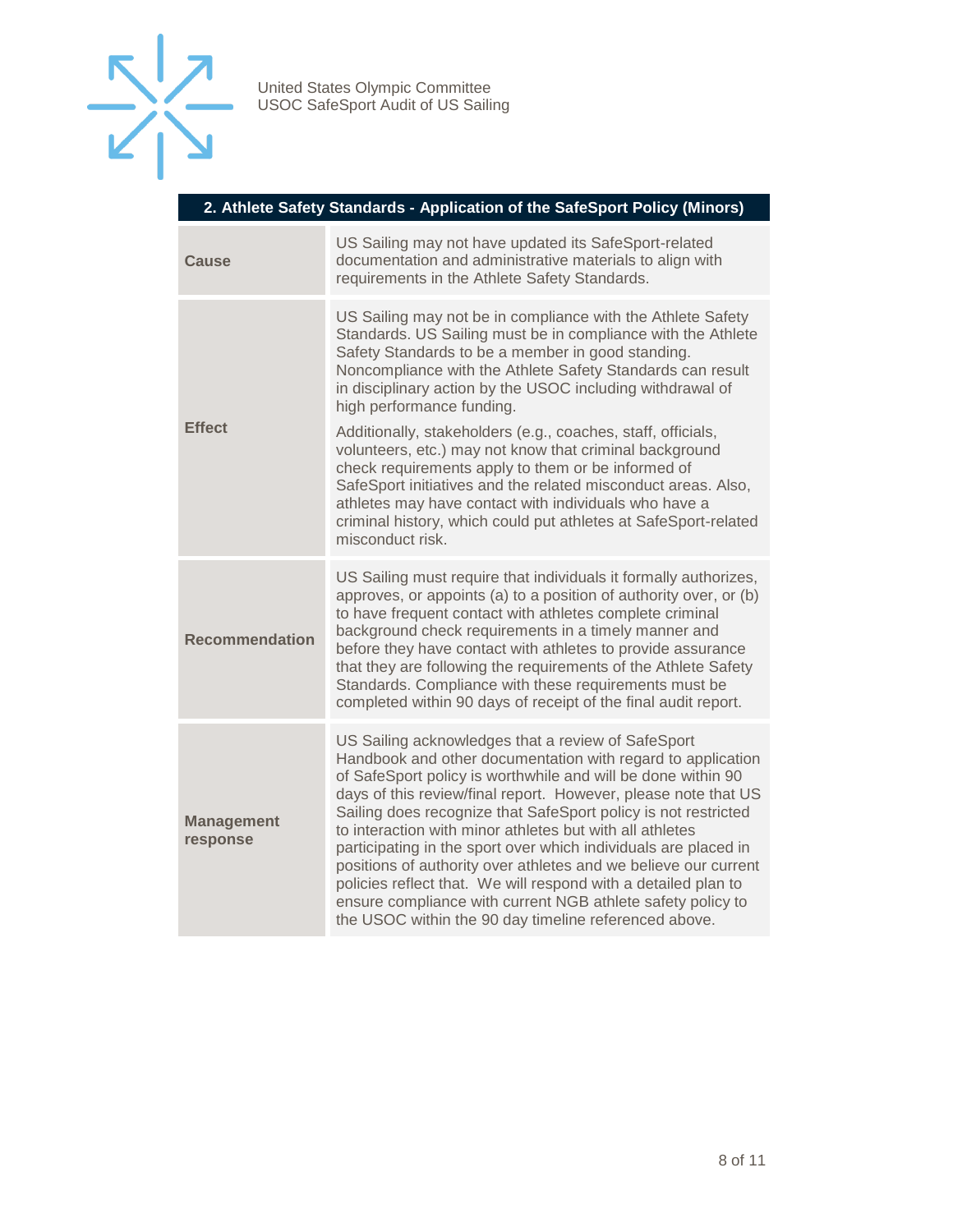| 2. Athlete Safety Standards - Application of the SafeSport Policy (Minors) | |
|---|---|
| **Cause** | US Sailing may not have updated its SafeSport-related documentation and administrative materials to align with requirements in the Athlete Safety Standards. |
| **Effect** | US Sailing may not be in compliance with the Athlete Safety Standards. US Sailing must be in compliance with the Athlete Safety Standards to be a member in good standing. Noncompliance with the Athlete Safety Standards can result in disciplinary action by the USOC including withdrawal of high performance funding.<br><br>Additionally, stakeholders (e.g., coaches, staff, officials, volunteers, etc.) may not know that criminal background check requirements apply to them or be informed of SafeSport initiatives and the related misconduct areas. Also, athletes may have contact with individuals who have a criminal history, which could put athletes at SafeSport-related misconduct risk. |
| **Recommendation** | US Sailing must require that individuals it formally authorizes, approves, or appoints (a) to a position of authority over, or (b) to have frequent contact with athletes complete criminal background check requirements in a timely manner and before they have contact with athletes to provide assurance that they are following the requirements of the Athlete Safety Standards. Compliance with these requirements must be completed within 90 days of receipt of the final audit report. |
| **Management response** | US Sailing acknowledges that a review of SafeSport Handbook and other documentation with regard to application of SafeSport policy is worthwhile and will be done within 90 days of this review/final report. However, please note that US Sailing does recognize that SafeSport policy is not restricted to interaction with minor athletes but with all athletes participating in the sport over which individuals are placed in positions of authority over athletes and we believe our current policies reflect that. We will respond with a detailed plan to ensure compliance with current NGB athlete safety policy to the USOC within the 90 day timeline referenced above. |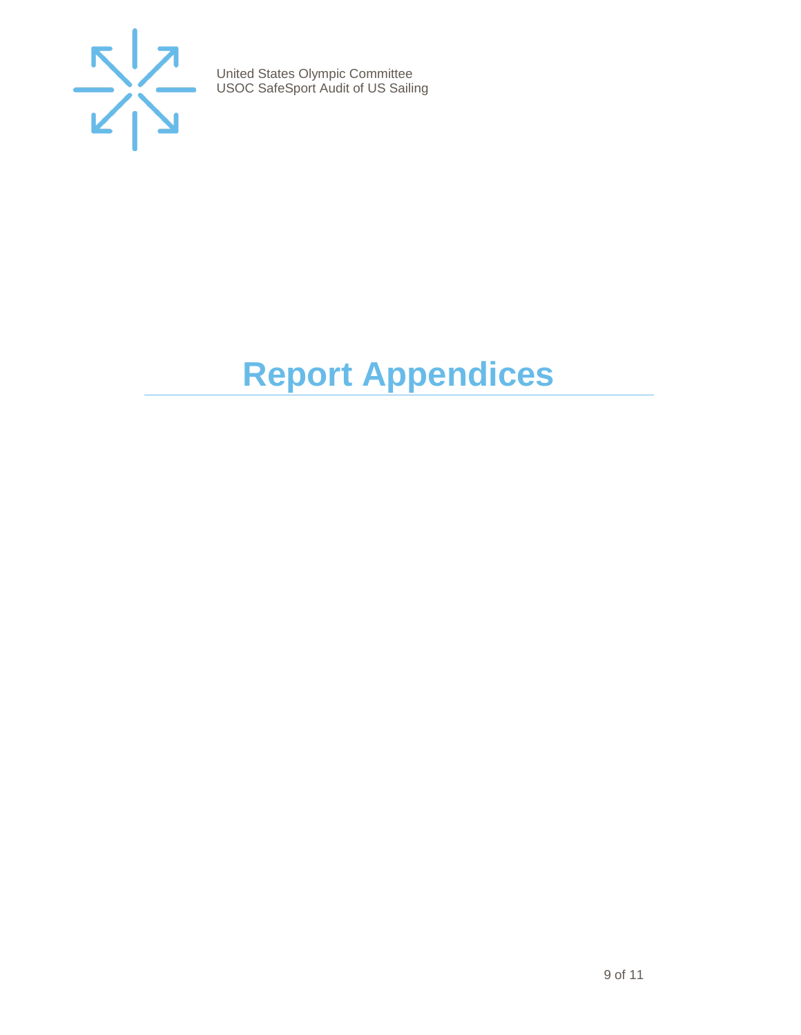# Report Appendices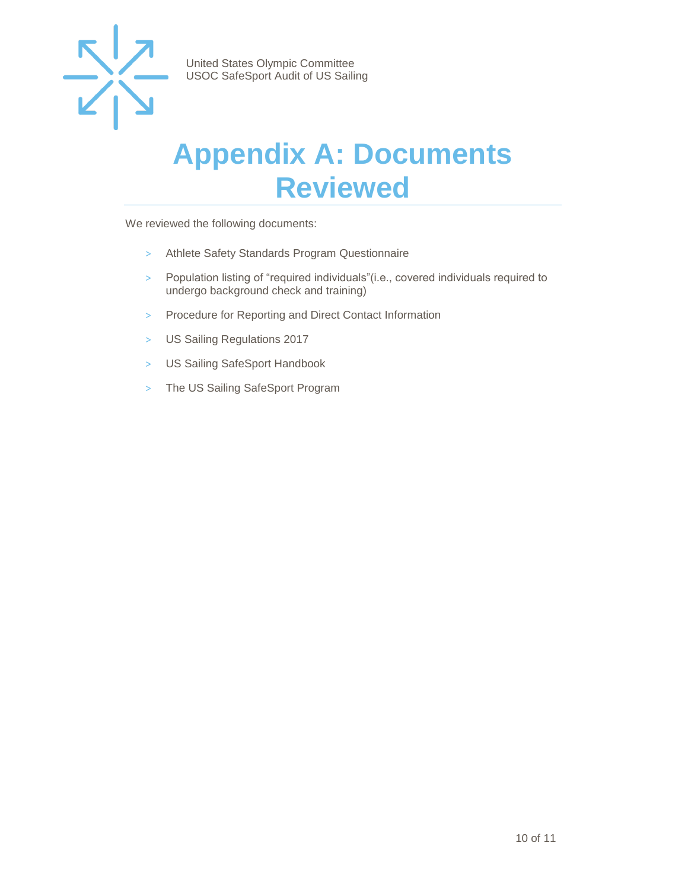# Appendix A: Documents Reviewed

We reviewed the following documents:

- Athlete Safety Standards Program Questionnaire
- Population listing of “required individuals”(i.e., covered individuals required to undergo background check and training)
- Procedure for Reporting and Direct Contact Information
- US Sailing Regulations 2017
- US Sailing SafeSport Handbook
- The US Sailing SafeSport Program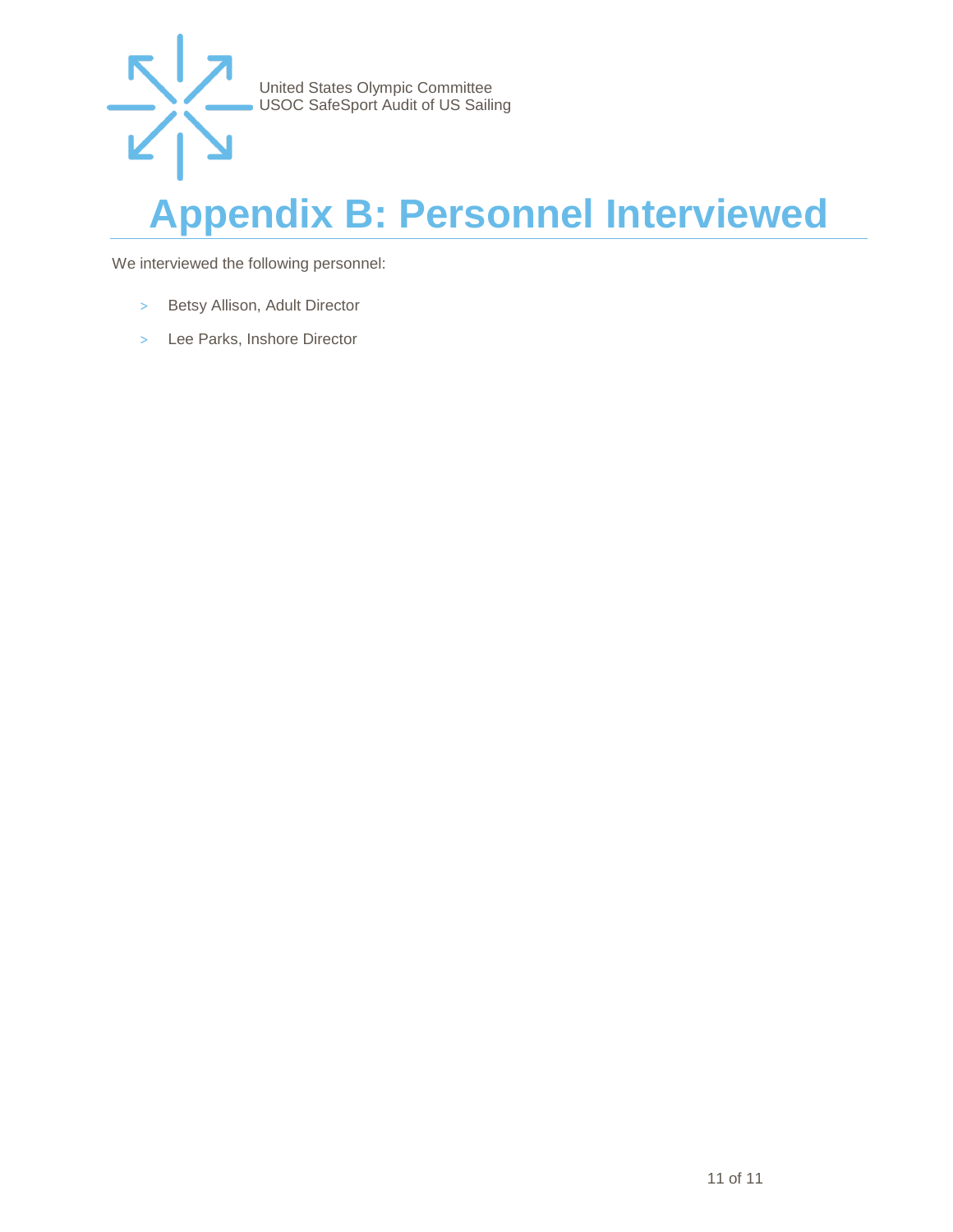# Appendix B: Personnel Interviewed

We interviewed the following personnel:

- Betsy Allison, Adult Director
- Lee Parks, Inshore Director